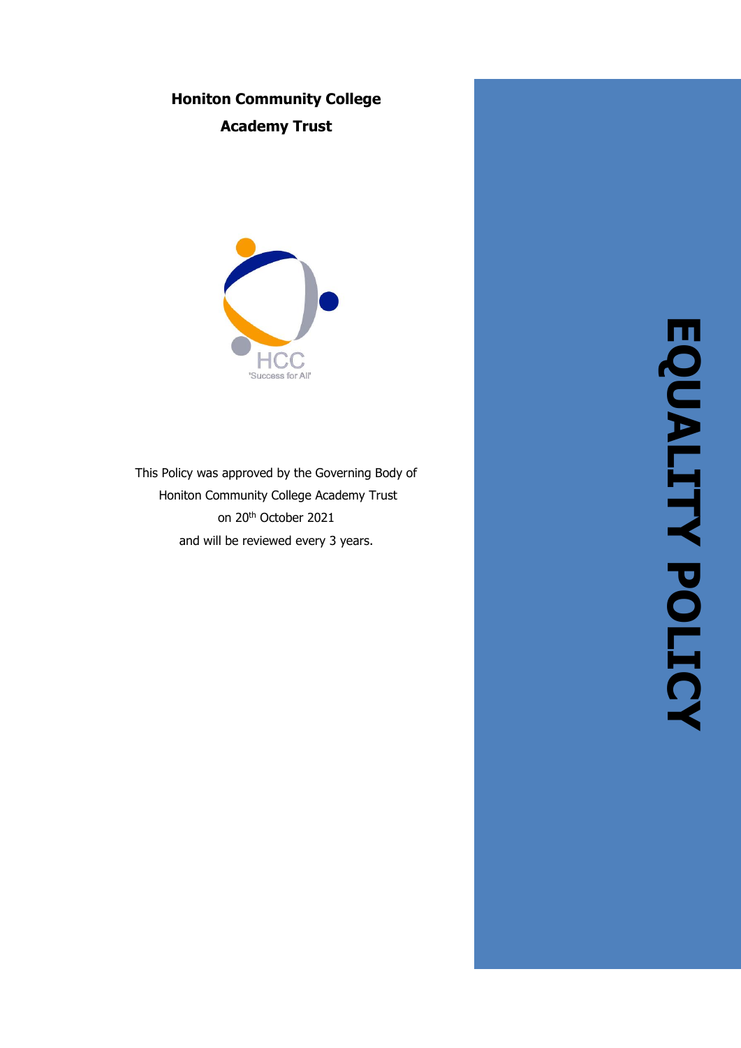**Honiton Community College**

**Academy Trust**

HCC

'Success for All'

This Policy was approved by the Governing Body of Honiton Community College Academy Trust on 20th October 2021 and will be reviewed every 3 years.

# EQUALITY POLICY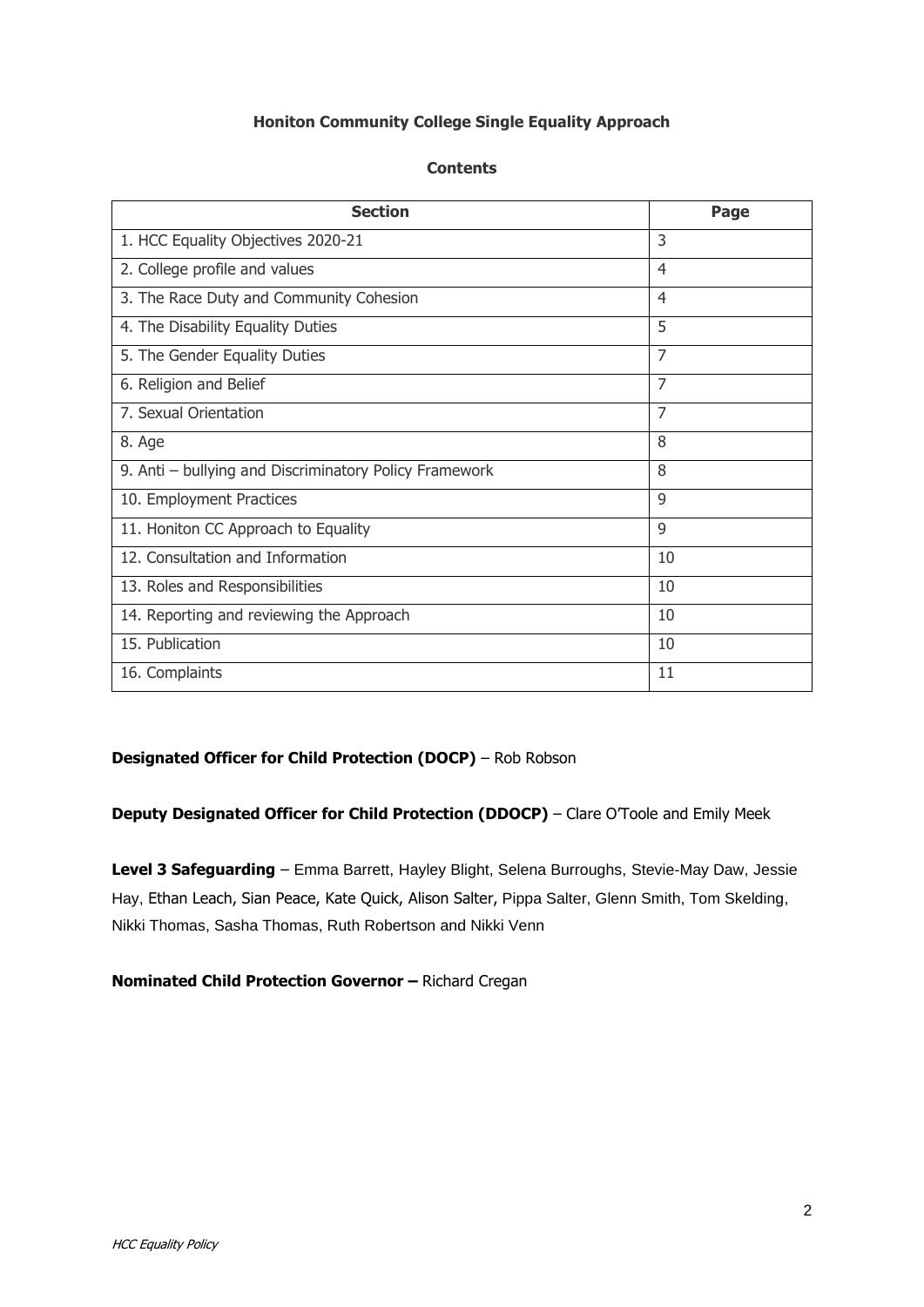**Honiton Community College Single Equality Approach**

**Contents**

| Section | Page |
|---|---|
| 1. HCC Equality Objectives 2020-21 | 3 |
| 2. College profile and values | 4 |
| 3. The Race Duty and Community Cohesion | 4 |
| 4. The Disability Equality Duties | 5 |
| 5. The Gender Equality Duties | 7 |
| 6. Religion and Belief | 7 |
| 7. Sexual Orientation | 7 |
| 8. Age | 8 |
| 9. Anti – bullying and Discriminatory Policy Framework | 8 |
| 10. Employment Practices | 9 |
| 11. Honiton CC Approach to Equality | 9 |
| 12. Consultation and Information | 10 |
| 13. Roles and Responsibilities | 10 |
| 14. Reporting and reviewing the Approach | 10 |
| 15. Publication | 10 |
| 16. Complaints | 11 |

**Designated Officer for Child Protection (DOCP)** – Rob Robson

**Deputy Designated Officer for Child Protection (DDOCP)** – Clare O'Toole and Emily Meek

**Level 3 Safeguarding** – Emma Barrett, Hayley Blight, Selena Burroughs, Stevie-May Daw, Jessie Hay, Ethan Leach, Sian Peace, Kate Quick, Alison Salter, Pippa Salter, Glenn Smith, Tom Skelding, Nikki Thomas, Sasha Thomas, Ruth Robertson and Nikki Venn

**Nominated Child Protection Governor –** Richard Cregan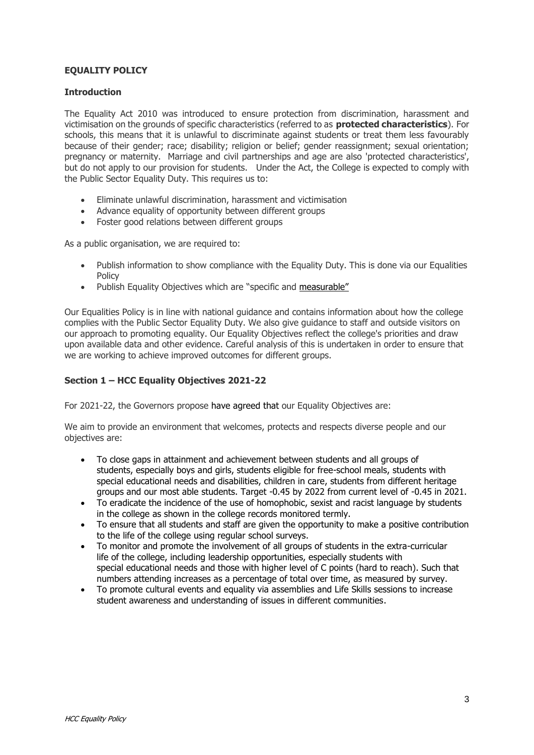**EQUALITY POLICY**

**Introduction**

The Equality Act 2010 was introduced to ensure protection from discrimination, harassment and victimisation on the grounds of specific characteristics (referred to as **protected characteristics**). For schools, this means that it is unlawful to discriminate against students or treat them less favourably because of their gender; race; disability; religion or belief; gender reassignment; sexual orientation; pregnancy or maternity. Marriage and civil partnerships and age are also 'protected characteristics', but do not apply to our provision for students. Under the Act, the College is expected to comply with the Public Sector Equality Duty. This requires us to:

- Eliminate unlawful discrimination, harassment and victimisation
- Advance equality of opportunity between different groups
- Foster good relations between different groups

As a public organisation, we are required to:

- Publish information to show compliance with the Equality Duty. This is done via our Equalities Policy
- Publish Equality Objectives which are "specific and measurable"

Our Equalities Policy is in line with national guidance and contains information about how the college complies with the Public Sector Equality Duty. We also give guidance to staff and outside visitors on our approach to promoting equality. Our Equality Objectives reflect the college's priorities and draw upon available data and other evidence. Careful analysis of this is undertaken in order to ensure that we are working to achieve improved outcomes for different groups.

**Section 1 – HCC Equality Objectives 2021-22**

For 2021-22, the Governors propose have agreed that our Equality Objectives are:

We aim to provide an environment that welcomes, protects and respects diverse people and our objectives are:

- To close gaps in attainment and achievement between students and all groups of students, especially boys and girls, students eligible for free-school meals, students with special educational needs and disabilities, children in care, students from different heritage groups and our most able students. Target -0.45 by 2022 from current level of -0.45 in 2021.
- To eradicate the incidence of the use of homophobic, sexist and racist language by students in the college as shown in the college records monitored termly.
- To ensure that all students and staff are given the opportunity to make a positive contribution to the life of the college using regular school surveys.
- To monitor and promote the involvement of all groups of students in the extra-curricular life of the college, including leadership opportunities, especially students with special educational needs and those with higher level of C points (hard to reach). Such that numbers attending increases as a percentage of total over time, as measured by survey.
- To promote cultural events and equality via assemblies and Life Skills sessions to increase student awareness and understanding of issues in different communities.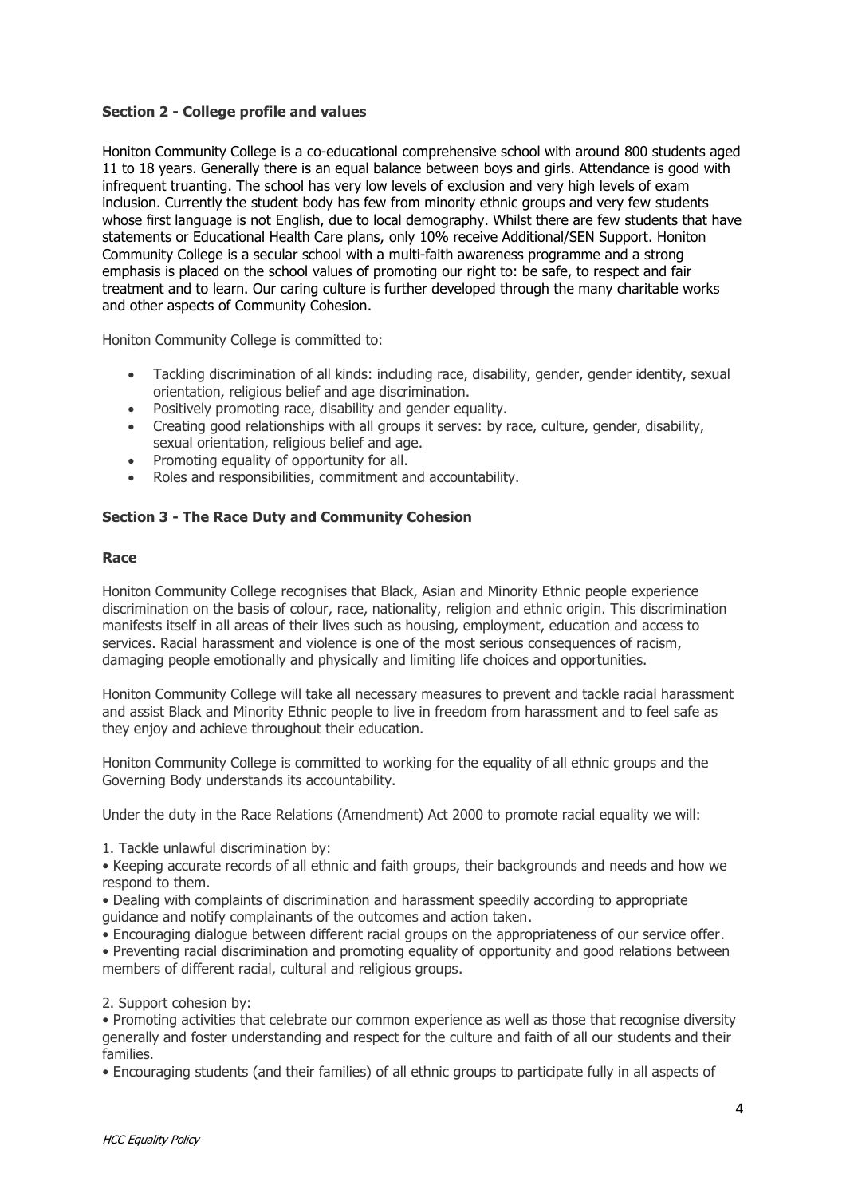### Section 2 - College profile and values

Honiton Community College is a co-educational comprehensive school with around 800 students aged 11 to 18 years. Generally there is an equal balance between boys and girls. Attendance is good with infrequent truanting. The school has very low levels of exclusion and very high levels of exam inclusion. Currently the student body has few from minority ethnic groups and very few students whose first language is not English, due to local demography. Whilst there are few students that have statements or Educational Health Care plans, only 10% receive Additional/SEN Support. Honiton Community College is a secular school with a multi-faith awareness programme and a strong emphasis is placed on the school values of promoting our right to: be safe, to respect and fair treatment and to learn. Our caring culture is further developed through the many charitable works and other aspects of Community Cohesion.

Honiton Community College is committed to:

- Tackling discrimination of all kinds: including race, disability, gender, gender identity, sexual orientation, religious belief and age discrimination.
- Positively promoting race, disability and gender equality.
- Creating good relationships with all groups it serves: by race, culture, gender, disability, sexual orientation, religious belief and age.
- Promoting equality of opportunity for all.
- Roles and responsibilities, commitment and accountability.

### Section 3 - The Race Duty and Community Cohesion

#### Race

Honiton Community College recognises that Black, Asian and Minority Ethnic people experience discrimination on the basis of colour, race, nationality, religion and ethnic origin. This discrimination manifests itself in all areas of their lives such as housing, employment, education and access to services. Racial harassment and violence is one of the most serious consequences of racism, damaging people emotionally and physically and limiting life choices and opportunities.

Honiton Community College will take all necessary measures to prevent and tackle racial harassment and assist Black and Minority Ethnic people to live in freedom from harassment and to feel safe as they enjoy and achieve throughout their education.

Honiton Community College is committed to working for the equality of all ethnic groups and the Governing Body understands its accountability.

Under the duty in the Race Relations (Amendment) Act 2000 to promote racial equality we will:

1. Tackle unlawful discrimination by:

• Keeping accurate records of all ethnic and faith groups, their backgrounds and needs and how we respond to them.
• Dealing with complaints of discrimination and harassment speedily according to appropriate guidance and notify complainants of the outcomes and action taken.
• Encouraging dialogue between different racial groups on the appropriateness of our service offer.
• Preventing racial discrimination and promoting equality of opportunity and good relations between members of different racial, cultural and religious groups.

2. Support cohesion by:

• Promoting activities that celebrate our common experience as well as those that recognise diversity generally and foster understanding and respect for the culture and faith of all our students and their families.
• Encouraging students (and their families) of all ethnic groups to participate fully in all aspects of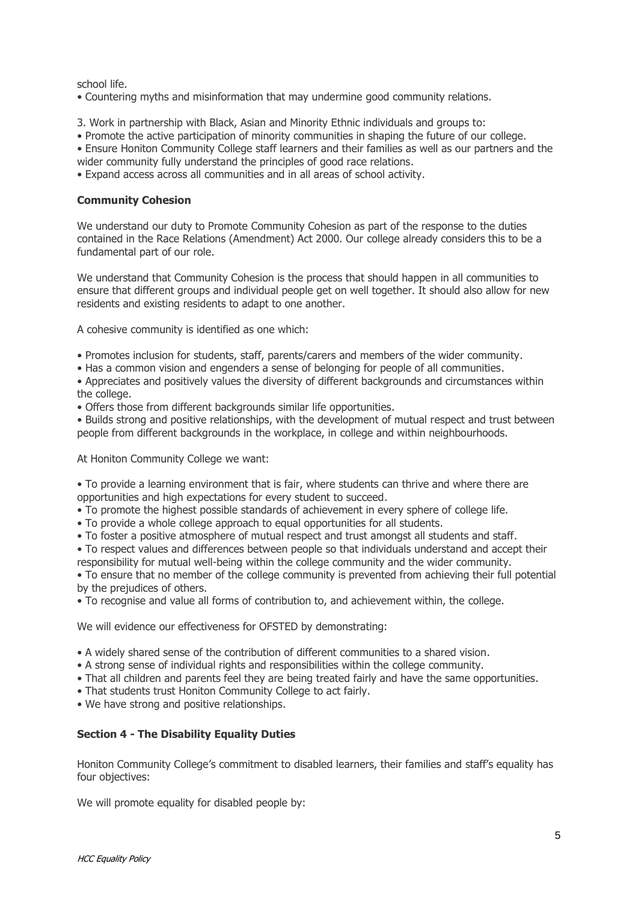school life.

- Countering myths and misinformation that may undermine good community relations.

3. Work in partnership with Black, Asian and Minority Ethnic individuals and groups to:

- Promote the active participation of minority communities in shaping the future of our college.
- Ensure Honiton Community College staff learners and their families as well as our partners and the wider community fully understand the principles of good race relations.
- Expand access across all communities and in all areas of school activity.

**Community Cohesion**

We understand our duty to Promote Community Cohesion as part of the response to the duties contained in the Race Relations (Amendment) Act 2000. Our college already considers this to be a fundamental part of our role.

We understand that Community Cohesion is the process that should happen in all communities to ensure that different groups and individual people get on well together. It should also allow for new residents and existing residents to adapt to one another.

A cohesive community is identified as one which:

- Promotes inclusion for students, staff, parents/carers and members of the wider community.
- Has a common vision and engenders a sense of belonging for people of all communities.
- Appreciates and positively values the diversity of different backgrounds and circumstances within the college.
- Offers those from different backgrounds similar life opportunities.
- Builds strong and positive relationships, with the development of mutual respect and trust between people from different backgrounds in the workplace, in college and within neighbourhoods.

At Honiton Community College we want:

- To provide a learning environment that is fair, where students can thrive and where there are opportunities and high expectations for every student to succeed.
- To promote the highest possible standards of achievement in every sphere of college life.
- To provide a whole college approach to equal opportunities for all students.
- To foster a positive atmosphere of mutual respect and trust amongst all students and staff.
- To respect values and differences between people so that individuals understand and accept their responsibility for mutual well-being within the college community and the wider community.
- To ensure that no member of the college community is prevented from achieving their full potential by the prejudices of others.
- To recognise and value all forms of contribution to, and achievement within, the college.

We will evidence our effectiveness for OFSTED by demonstrating:

- A widely shared sense of the contribution of different communities to a shared vision.
- A strong sense of individual rights and responsibilities within the college community.
- That all children and parents feel they are being treated fairly and have the same opportunities.
- That students trust Honiton Community College to act fairly.
- We have strong and positive relationships.

**Section 4 - The Disability Equality Duties**

Honiton Community College's commitment to disabled learners, their families and staff's equality has four objectives:

We will promote equality for disabled people by: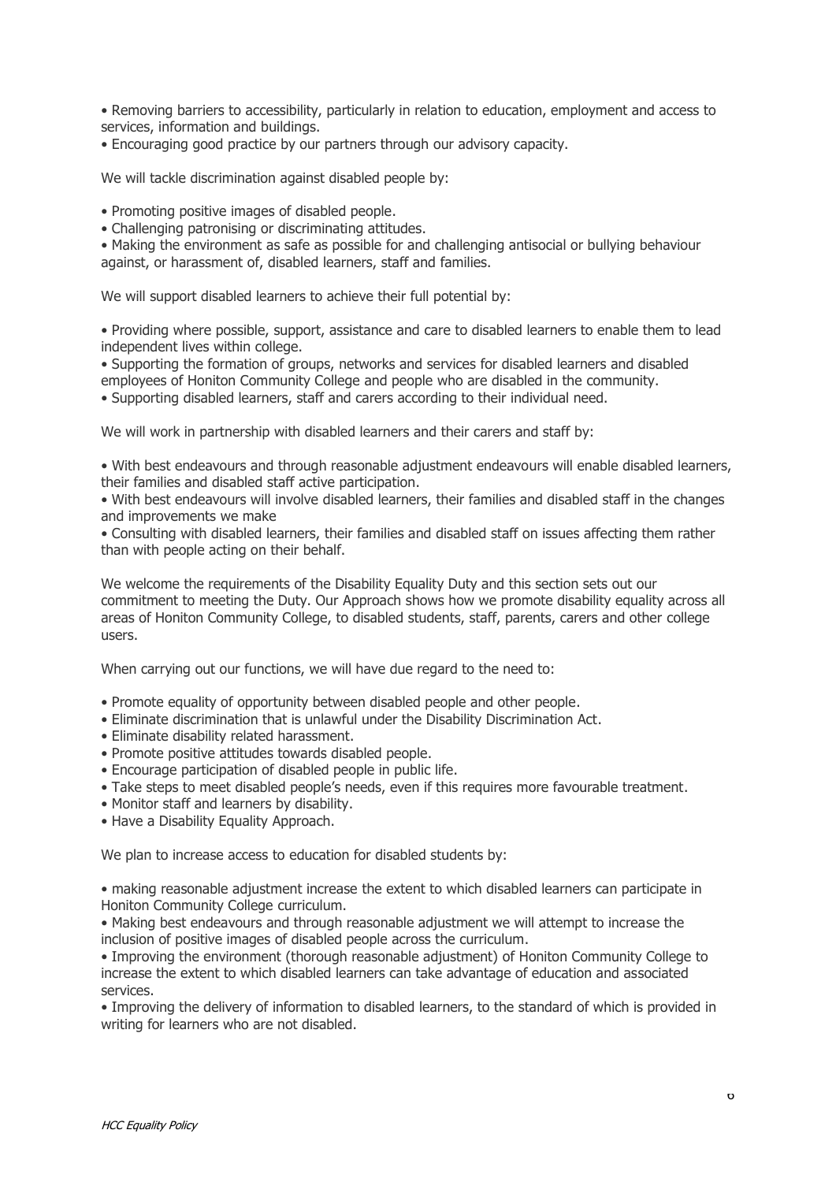- Removing barriers to accessibility, particularly in relation to education, employment and access to services, information and buildings.
- Encouraging good practice by our partners through our advisory capacity.

We will tackle discrimination against disabled people by:

- Promoting positive images of disabled people.
- Challenging patronising or discriminating attitudes.
- Making the environment as safe as possible for and challenging antisocial or bullying behaviour against, or harassment of, disabled learners, staff and families.

We will support disabled learners to achieve their full potential by:

- Providing where possible, support, assistance and care to disabled learners to enable them to lead independent lives within college.
- Supporting the formation of groups, networks and services for disabled learners and disabled employees of Honiton Community College and people who are disabled in the community.
- Supporting disabled learners, staff and carers according to their individual need.

We will work in partnership with disabled learners and their carers and staff by:

- With best endeavours and through reasonable adjustment endeavours will enable disabled learners, their families and disabled staff active participation.
- With best endeavours will involve disabled learners, their families and disabled staff in the changes and improvements we make
- Consulting with disabled learners, their families and disabled staff on issues affecting them rather than with people acting on their behalf.

We welcome the requirements of the Disability Equality Duty and this section sets out our commitment to meeting the Duty. Our Approach shows how we promote disability equality across all areas of Honiton Community College, to disabled students, staff, parents, carers and other college users.

When carrying out our functions, we will have due regard to the need to:

- Promote equality of opportunity between disabled people and other people.
- Eliminate discrimination that is unlawful under the Disability Discrimination Act.
- Eliminate disability related harassment.
- Promote positive attitudes towards disabled people.
- Encourage participation of disabled people in public life.
- Take steps to meet disabled people's needs, even if this requires more favourable treatment.
- Monitor staff and learners by disability.
- Have a Disability Equality Approach.

We plan to increase access to education for disabled students by:

- making reasonable adjustment increase the extent to which disabled learners can participate in Honiton Community College curriculum.
- Making best endeavours and through reasonable adjustment we will attempt to increase the inclusion of positive images of disabled people across the curriculum.
- Improving the environment (thorough reasonable adjustment) of Honiton Community College to increase the extent to which disabled learners can take advantage of education and associated services.
- Improving the delivery of information to disabled learners, to the standard of which is provided in writing for learners who are not disabled.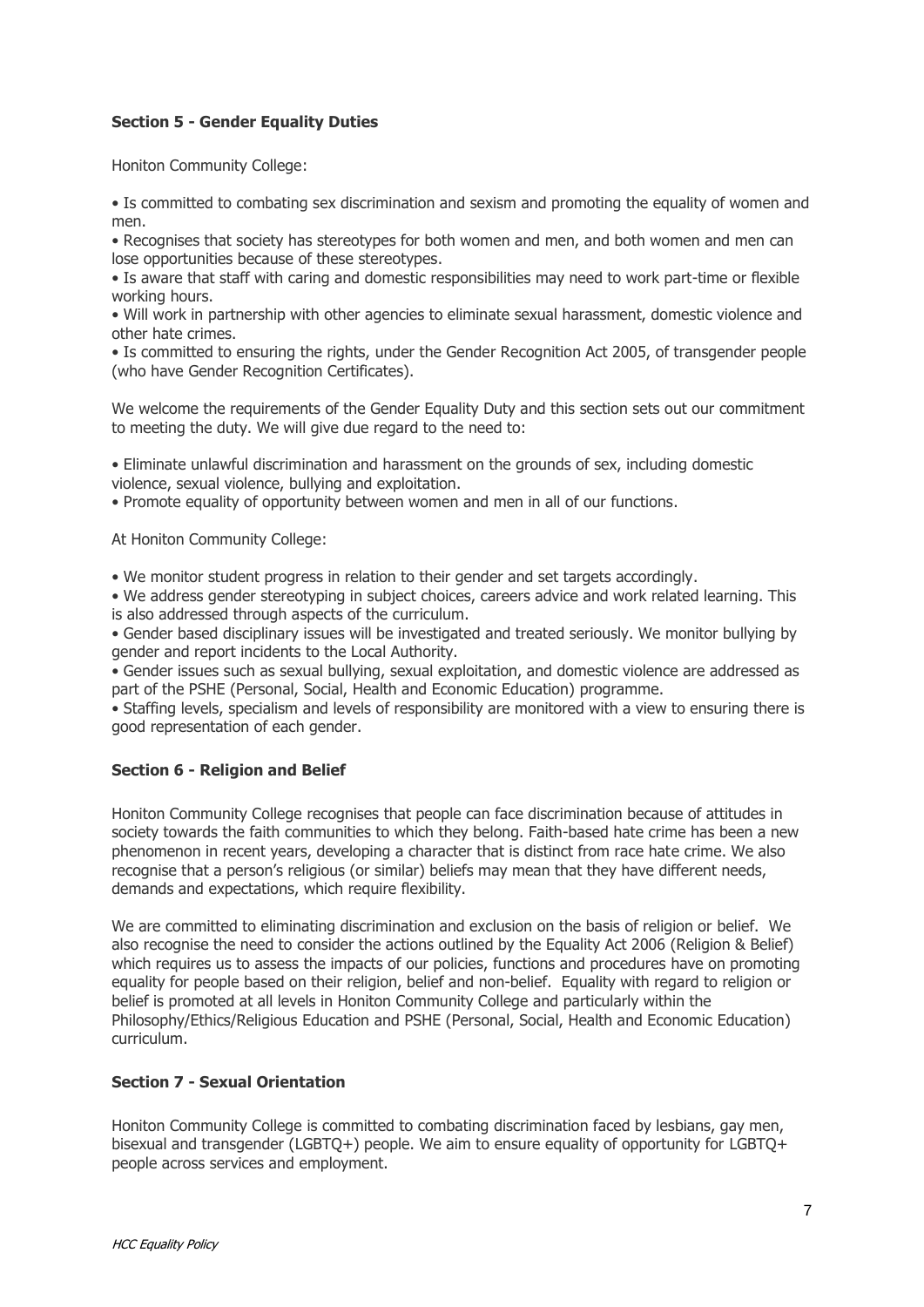## Section 5 - Gender Equality Duties

Honiton Community College:

- Is committed to combating sex discrimination and sexism and promoting the equality of women and men.
- Recognises that society has stereotypes for both women and men, and both women and men can lose opportunities because of these stereotypes.
- Is aware that staff with caring and domestic responsibilities may need to work part-time or flexible working hours.
- Will work in partnership with other agencies to eliminate sexual harassment, domestic violence and other hate crimes.
- Is committed to ensuring the rights, under the Gender Recognition Act 2005, of transgender people (who have Gender Recognition Certificates).

We welcome the requirements of the Gender Equality Duty and this section sets out our commitment to meeting the duty. We will give due regard to the need to:

- Eliminate unlawful discrimination and harassment on the grounds of sex, including domestic violence, sexual violence, bullying and exploitation.
- Promote equality of opportunity between women and men in all of our functions.

At Honiton Community College:

- We monitor student progress in relation to their gender and set targets accordingly.
- We address gender stereotyping in subject choices, careers advice and work related learning. This is also addressed through aspects of the curriculum.
- Gender based disciplinary issues will be investigated and treated seriously. We monitor bullying by gender and report incidents to the Local Authority.
- Gender issues such as sexual bullying, sexual exploitation, and domestic violence are addressed as part of the PSHE (Personal, Social, Health and Economic Education) programme.
- Staffing levels, specialism and levels of responsibility are monitored with a view to ensuring there is good representation of each gender.

## Section 6 - Religion and Belief

Honiton Community College recognises that people can face discrimination because of attitudes in society towards the faith communities to which they belong. Faith-based hate crime has been a new phenomenon in recent years, developing a character that is distinct from race hate crime. We also recognise that a person's religious (or similar) beliefs may mean that they have different needs, demands and expectations, which require flexibility.

We are committed to eliminating discrimination and exclusion on the basis of religion or belief. We also recognise the need to consider the actions outlined by the Equality Act 2006 (Religion & Belief) which requires us to assess the impacts of our policies, functions and procedures have on promoting equality for people based on their religion, belief and non-belief. Equality with regard to religion or belief is promoted at all levels in Honiton Community College and particularly within the Philosophy/Ethics/Religious Education and PSHE (Personal, Social, Health and Economic Education) curriculum.

## Section 7 - Sexual Orientation

Honiton Community College is committed to combating discrimination faced by lesbians, gay men, bisexual and transgender (LGBTQ+) people. We aim to ensure equality of opportunity for LGBTQ+ people across services and employment.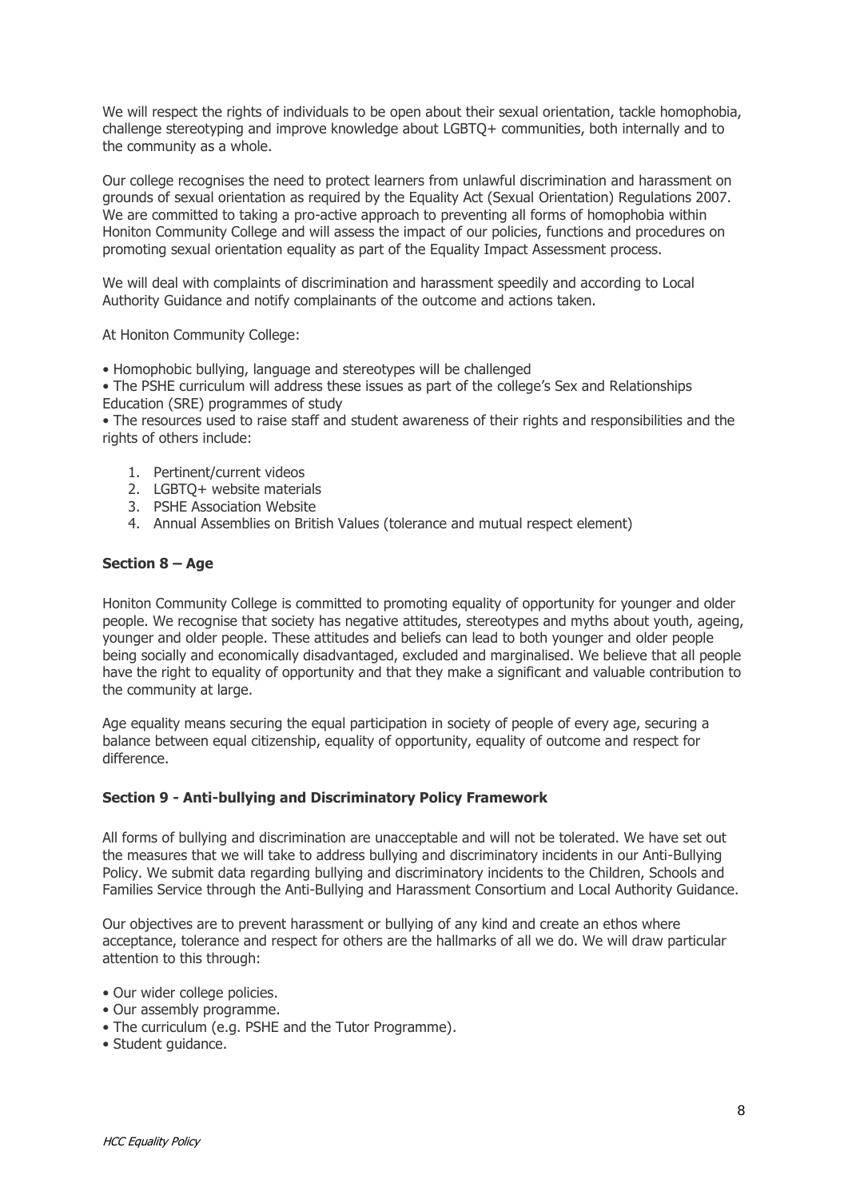We will respect the rights of individuals to be open about their sexual orientation, tackle homophobia, challenge stereotyping and improve knowledge about LGBTQ+ communities, both internally and to the community as a whole.

Our college recognises the need to protect learners from unlawful discrimination and harassment on grounds of sexual orientation as required by the Equality Act (Sexual Orientation) Regulations 2007. We are committed to taking a pro-active approach to preventing all forms of homophobia within Honiton Community College and will assess the impact of our policies, functions and procedures on promoting sexual orientation equality as part of the Equality Impact Assessment process.

We will deal with complaints of discrimination and harassment speedily and according to Local Authority Guidance and notify complainants of the outcome and actions taken.

At Honiton Community College:

- Homophobic bullying, language and stereotypes will be challenged
- The PSHE curriculum will address these issues as part of the college's Sex and Relationships Education (SRE) programmes of study
- The resources used to raise staff and student awareness of their rights and responsibilities and the rights of others include:

  1. Pertinent/current videos
  2. LGBTQ+ website materials
  3. PSHE Association Website
  4. Annual Assemblies on British Values (tolerance and mutual respect element)

### Section 8 – Age

Honiton Community College is committed to promoting equality of opportunity for younger and older people. We recognise that society has negative attitudes, stereotypes and myths about youth, ageing, younger and older people. These attitudes and beliefs can lead to both younger and older people being socially and economically disadvantaged, excluded and marginalised. We believe that all people have the right to equality of opportunity and that they make a significant and valuable contribution to the community at large.

Age equality means securing the equal participation in society of people of every age, securing a balance between equal citizenship, equality of opportunity, equality of outcome and respect for difference.

### Section 9 - Anti-bullying and Discriminatory Policy Framework

All forms of bullying and discrimination are unacceptable and will not be tolerated. We have set out the measures that we will take to address bullying and discriminatory incidents in our Anti-Bullying Policy. We submit data regarding bullying and discriminatory incidents to the Children, Schools and Families Service through the Anti-Bullying and Harassment Consortium and Local Authority Guidance.

Our objectives are to prevent harassment or bullying of any kind and create an ethos where acceptance, tolerance and respect for others are the hallmarks of all we do. We will draw particular attention to this through:

- Our wider college policies.
- Our assembly programme.
- The curriculum (e.g. PSHE and the Tutor Programme).
- Student guidance.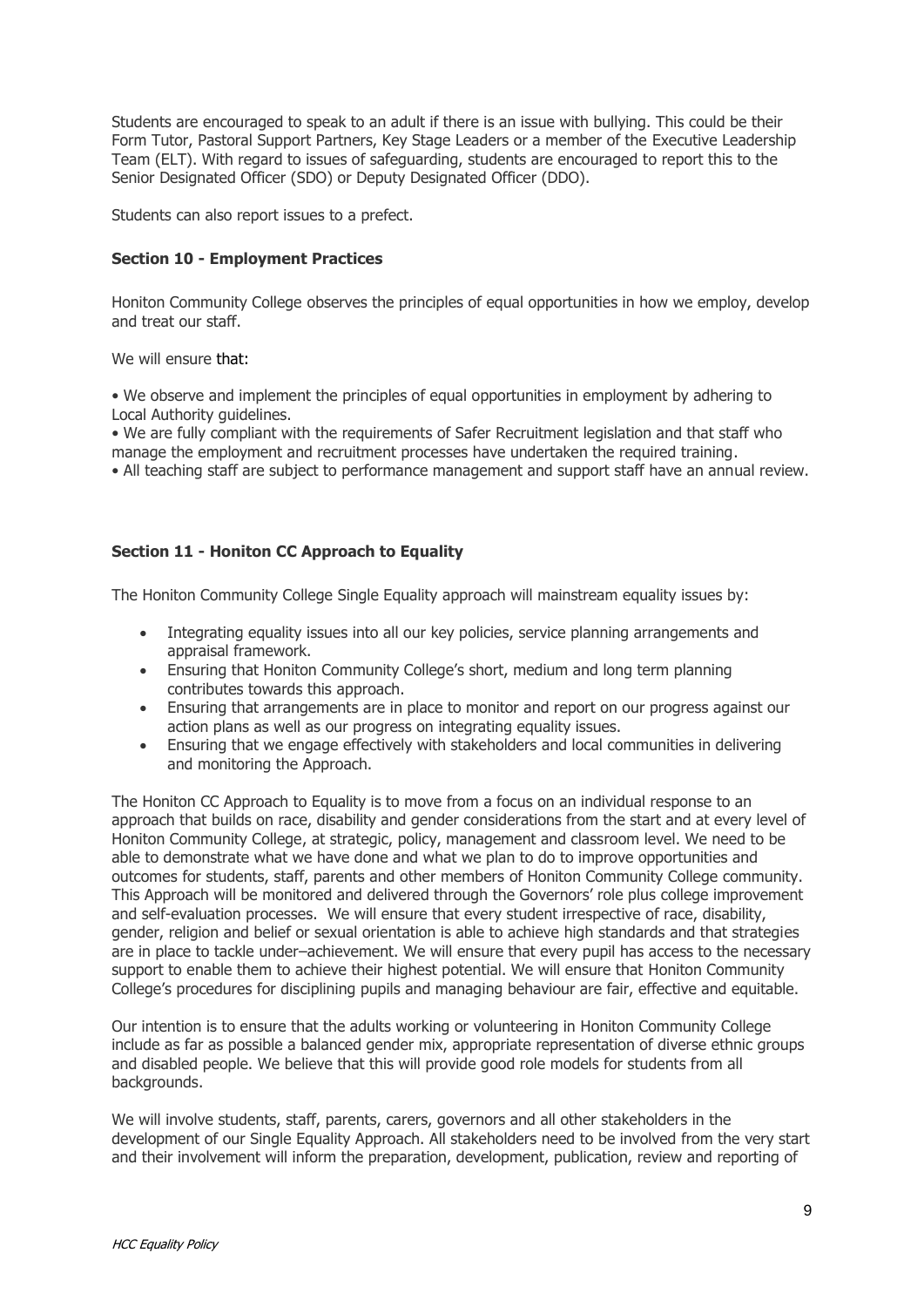Students are encouraged to speak to an adult if there is an issue with bullying. This could be their Form Tutor, Pastoral Support Partners, Key Stage Leaders or a member of the Executive Leadership Team (ELT). With regard to issues of safeguarding, students are encouraged to report this to the Senior Designated Officer (SDO) or Deputy Designated Officer (DDO).

Students can also report issues to a prefect.

**Section 10 - Employment Practices**

Honiton Community College observes the principles of equal opportunities in how we employ, develop and treat our staff.

We will ensure that:

• We observe and implement the principles of equal opportunities in employment by adhering to Local Authority guidelines.
• We are fully compliant with the requirements of Safer Recruitment legislation and that staff who manage the employment and recruitment processes have undertaken the required training.
• All teaching staff are subject to performance management and support staff have an annual review.

**Section 11 - Honiton CC Approach to Equality**

The Honiton Community College Single Equality approach will mainstream equality issues by:

- Integrating equality issues into all our key policies, service planning arrangements and appraisal framework.
- Ensuring that Honiton Community College's short, medium and long term planning contributes towards this approach.
- Ensuring that arrangements are in place to monitor and report on our progress against our action plans as well as our progress on integrating equality issues.
- Ensuring that we engage effectively with stakeholders and local communities in delivering and monitoring the Approach.

The Honiton CC Approach to Equality is to move from a focus on an individual response to an approach that builds on race, disability and gender considerations from the start and at every level of Honiton Community College, at strategic, policy, management and classroom level. We need to be able to demonstrate what we have done and what we plan to do to improve opportunities and outcomes for students, staff, parents and other members of Honiton Community College community. This Approach will be monitored and delivered through the Governors' role plus college improvement and self-evaluation processes. We will ensure that every student irrespective of race, disability, gender, religion and belief or sexual orientation is able to achieve high standards and that strategies are in place to tackle under–achievement. We will ensure that every pupil has access to the necessary support to enable them to achieve their highest potential. We will ensure that Honiton Community College's procedures for disciplining pupils and managing behaviour are fair, effective and equitable.

Our intention is to ensure that the adults working or volunteering in Honiton Community College include as far as possible a balanced gender mix, appropriate representation of diverse ethnic groups and disabled people. We believe that this will provide good role models for students from all backgrounds.

We will involve students, staff, parents, carers, governors and all other stakeholders in the development of our Single Equality Approach. All stakeholders need to be involved from the very start and their involvement will inform the preparation, development, publication, review and reporting of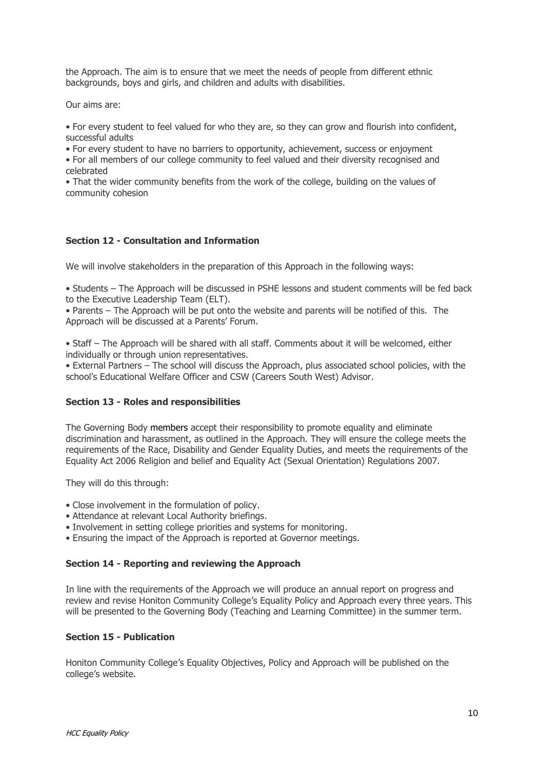the Approach. The aim is to ensure that we meet the needs of people from different ethnic backgrounds, boys and girls, and children and adults with disabilities.

Our aims are:

- For every student to feel valued for who they are, so they can grow and flourish into confident, successful adults
- For every student to have no barriers to opportunity, achievement, success or enjoyment
- For all members of our college community to feel valued and their diversity recognised and celebrated
- That the wider community benefits from the work of the college, building on the values of community cohesion

**Section 12 - Consultation and Information**

We will involve stakeholders in the preparation of this Approach in the following ways:

- Students – The Approach will be discussed in PSHE lessons and student comments will be fed back to the Executive Leadership Team (ELT).
- Parents – The Approach will be put onto the website and parents will be notified of this. The Approach will be discussed at a Parents' Forum.

- Staff – The Approach will be shared with all staff. Comments about it will be welcomed, either individually or through union representatives.
- External Partners – The school will discuss the Approach, plus associated school policies, with the school's Educational Welfare Officer and CSW (Careers South West) Advisor.

**Section 13 - Roles and responsibilities**

The Governing Body members accept their responsibility to promote equality and eliminate discrimination and harassment, as outlined in the Approach. They will ensure the college meets the requirements of the Race, Disability and Gender Equality Duties, and meets the requirements of the Equality Act 2006 Religion and belief and Equality Act (Sexual Orientation) Regulations 2007.

They will do this through:

- Close involvement in the formulation of policy.
- Attendance at relevant Local Authority briefings.
- Involvement in setting college priorities and systems for monitoring.
- Ensuring the impact of the Approach is reported at Governor meetings.

**Section 14 - Reporting and reviewing the Approach**

In line with the requirements of the Approach we will produce an annual report on progress and review and revise Honiton Community College's Equality Policy and Approach every three years. This will be presented to the Governing Body (Teaching and Learning Committee) in the summer term.

**Section 15 - Publication**

Honiton Community College's Equality Objectives, Policy and Approach will be published on the college's website.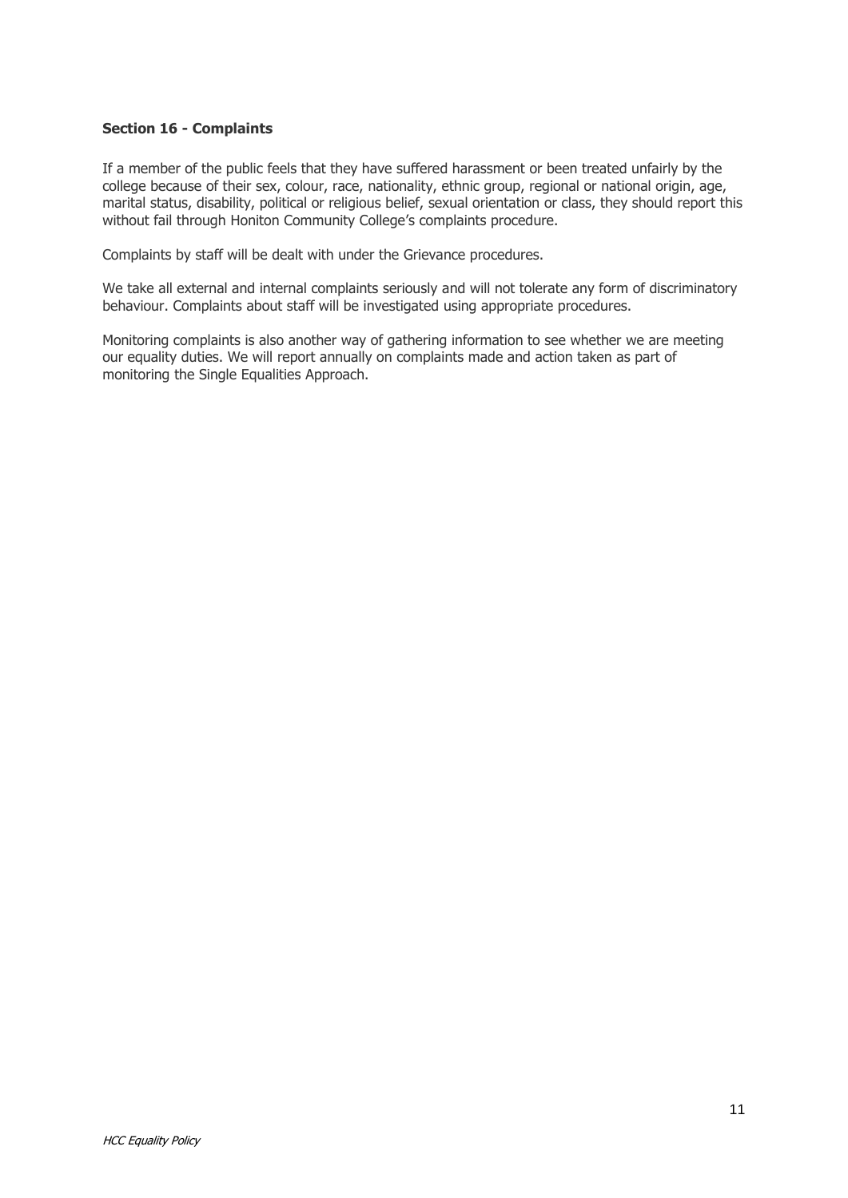**Section 16 - Complaints**

If a member of the public feels that they have suffered harassment or been treated unfairly by the college because of their sex, colour, race, nationality, ethnic group, regional or national origin, age, marital status, disability, political or religious belief, sexual orientation or class, they should report this without fail through Honiton Community College's complaints procedure.

Complaints by staff will be dealt with under the Grievance procedures.

We take all external and internal complaints seriously and will not tolerate any form of discriminatory behaviour. Complaints about staff will be investigated using appropriate procedures.

Monitoring complaints is also another way of gathering information to see whether we are meeting our equality duties. We will report annually on complaints made and action taken as part of monitoring the Single Equalities Approach.